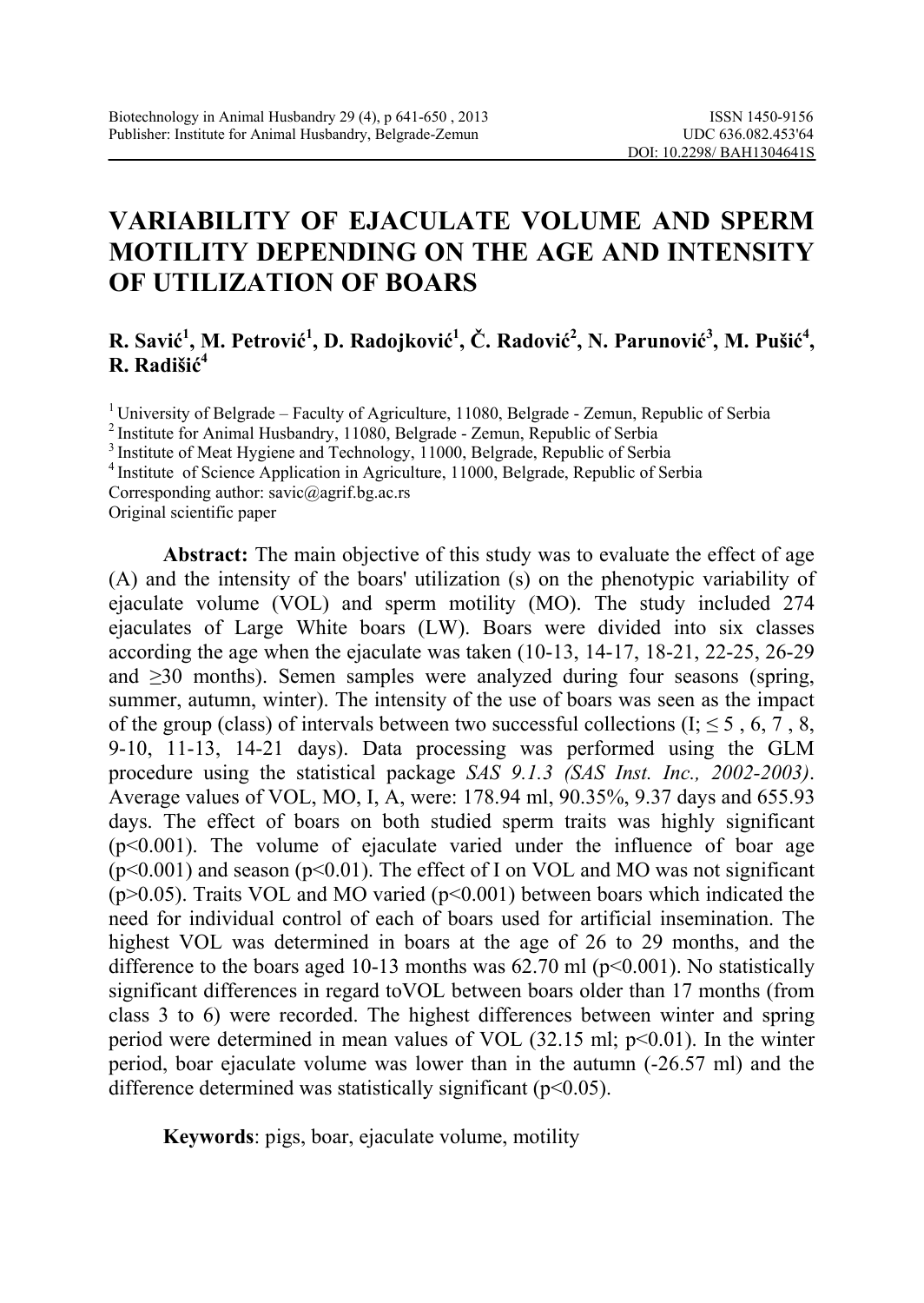# VARIABILITY OF EJACULATE VOLUME AND SPERM MOTILITY DEPENDING ON THE AGE AND INTENSITY OF UTILIZATION OF BOARS

**R. Savić[1], M. Petrović[1], D. Radojković[1], Č. Radović[2], N. Parunović[3], M. Pušić[4], R. Radišić[4]**

[1] University of Belgrade – Faculty of Agriculture, 11080, Belgrade - Zemun, Republic of Serbia
[2] Institute for Animal Husbandry, 11080, Belgrade - Zemun, Republic of Serbia
[3] Institute of Meat Hygiene and Technology, 11000, Belgrade, Republic of Serbia
[4] Institute of Science Application in Agriculture, 11000, Belgrade, Republic of Serbia
Corresponding author: savic@agrif.bg.ac.rs
Original scientific paper

**Abstract:** The main objective of this study was to evaluate the effect of age (A) and the intensity of the boars' utilization (s) on the phenotypic variability of ejaculate volume (VOL) and sperm motility (MO). The study included 274 ejaculates of Large White boars (LW). Boars were divided into six classes according the age when the ejaculate was taken (10-13, 14-17, 18-21, 22-25, 26-29 and ≥30 months). Semen samples were analyzed during four seasons (spring, summer, autumn, winter). The intensity of the use of boars was seen as the impact of the group (class) of intervals between two successful collections (I; ≤ 5 , 6, 7 , 8, 9-10, 11-13, 14-21 days). Data processing was performed using the GLM procedure using the statistical package *SAS 9.1.3 (SAS Inst. Inc., 2002-2003)*. Average values of VOL, MO, I, A, were: 178.94 ml, 90.35%, 9.37 days and 655.93 days. The effect of boars on both studied sperm traits was highly significant ($p<0.001$). The volume of ejaculate varied under the influence of boar age ($p<0.001$) and season ($p<0.01$). The effect of I on VOL and MO was not significant ($p>0.05$). Traits VOL and MO varied ($p<0.001$) between boars which indicated the need for individual control of each of boars used for artificial insemination. The highest VOL was determined in boars at the age of 26 to 29 months, and the difference to the boars aged 10-13 months was 62.70 ml ($p<0.001$). No statistically significant differences in regard toVOL between boars older than 17 months (from class 3 to 6) were recorded. The highest differences between winter and spring period were determined in mean values of VOL (32.15 ml; $p<0.01$). In the winter period, boar ejaculate volume was lower than in the autumn (-26.57 ml) and the difference determined was statistically significant ($p<0.05$).

**Keywords**: pigs, boar, ejaculate volume, motility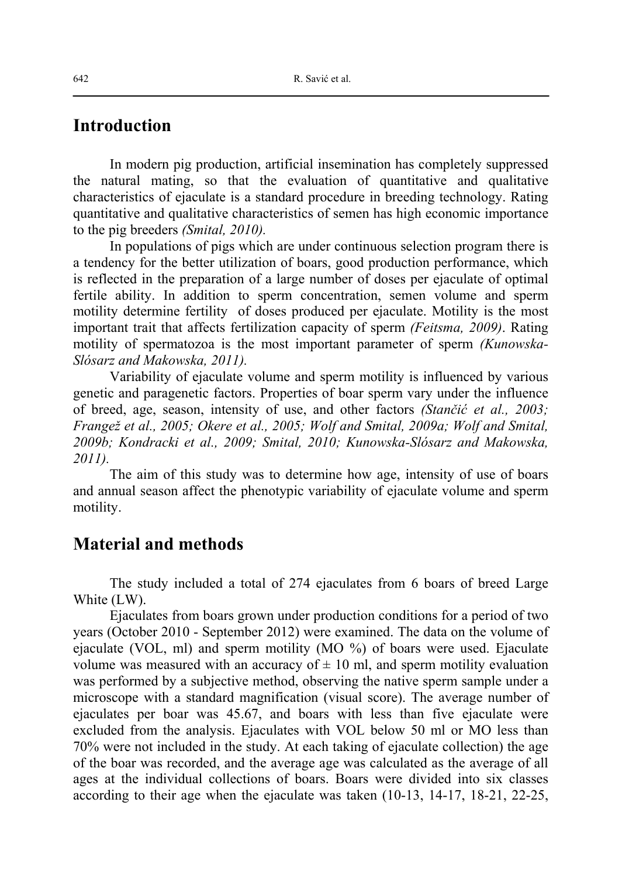## Introduction

In modern pig production, artificial insemination has completely suppressed the natural mating, so that the evaluation of quantitative and qualitative characteristics of ejaculate is a standard procedure in breeding technology. Rating quantitative and qualitative characteristics of semen has high economic importance to the pig breeders *(Smital, 2010).*

In populations of pigs which are under continuous selection program there is a tendency for the better utilization of boars, good production performance, which is reflected in the preparation of a large number of doses per ejaculate of optimal fertile ability. In addition to sperm concentration, semen volume and sperm motility determine fertility of doses produced per ejaculate. Motility is the most important trait that affects fertilization capacity of sperm *(Feitsma, 2009)*. Rating motility of spermatozoa is the most important parameter of sperm *(Kunowska-Slósarz and Makowska, 2011).*

Variability of ejaculate volume and sperm motility is influenced by various genetic and paragenetic factors. Properties of boar sperm vary under the influence of breed, age, season, intensity of use, and other factors *(Stančić et al., 2003; Frangež et al., 2005; Okere et al., 2005; Wolf and Smital, 2009a; Wolf and Smital, 2009b; Kondracki et al., 2009; Smital, 2010; Kunowska-Slósarz and Makowska, 2011).*

The aim of this study was to determine how age, intensity of use of boars and annual season affect the phenotypic variability of ejaculate volume and sperm motility.

## Material and methods

The study included a total of 274 ejaculates from 6 boars of breed Large White (LW).

Ejaculates from boars grown under production conditions for a period of two years (October 2010 - September 2012) were examined. The data on the volume of ejaculate (VOL, ml) and sperm motility (MO %) of boars were used. Ejaculate volume was measured with an accuracy of ± 10 ml, and sperm motility evaluation was performed by a subjective method, observing the native sperm sample under a microscope with a standard magnification (visual score). The average number of ejaculates per boar was 45.67, and boars with less than five ejaculate were excluded from the analysis. Ejaculates with VOL below 50 ml or MO less than 70% were not included in the study. At each taking of ejaculate collection) the age of the boar was recorded, and the average age was calculated as the average of all ages at the individual collections of boars. Boars were divided into six classes according to their age when the ejaculate was taken (10-13, 14-17, 18-21, 22-25,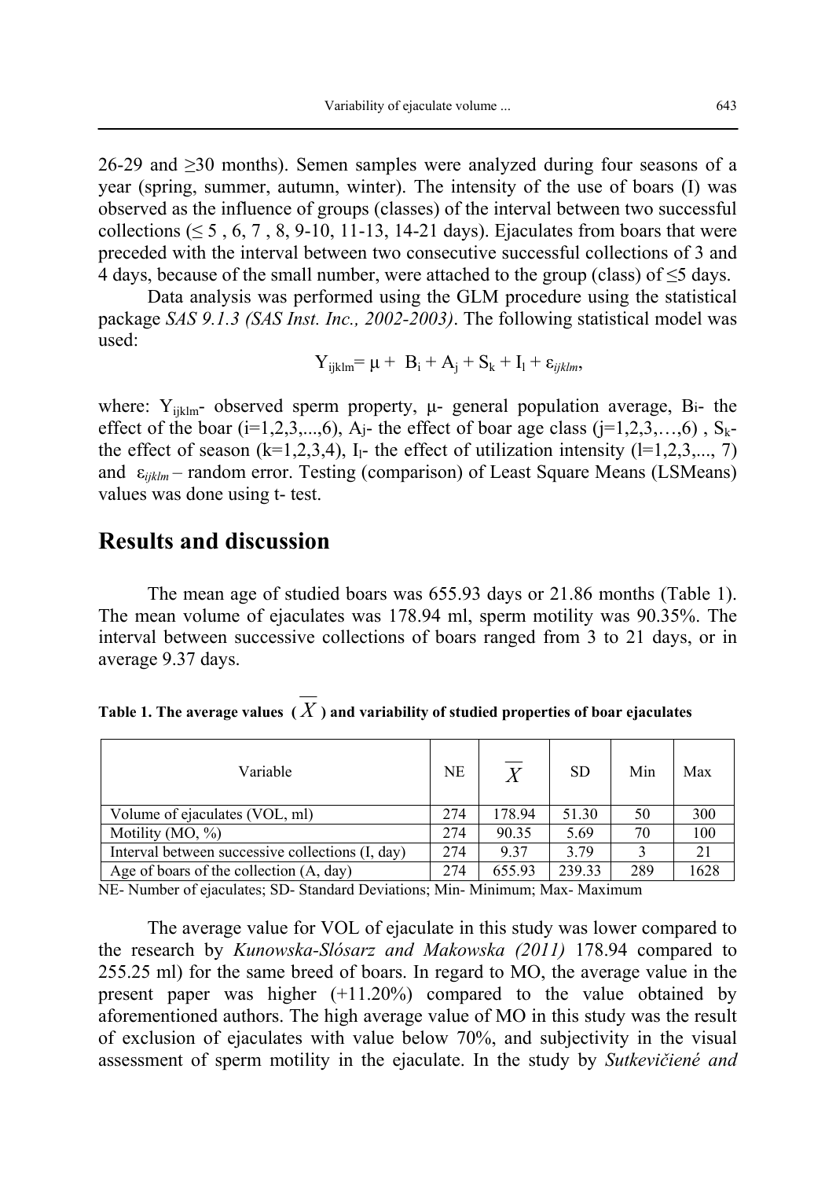26-29 and ≥30 months). Semen samples were analyzed during four seasons of a year (spring, summer, autumn, winter). The intensity of the use of boars (I) was observed as the influence of groups (classes) of the interval between two successful collections (≤ 5 , 6, 7 , 8, 9-10, 11-13, 14-21 days). Ejaculates from boars that were preceded with the interval between two consecutive successful collections of 3 and 4 days, because of the small number, were attached to the group (class) of ≤5 days.

Data analysis was performed using the GLM procedure using the statistical package *SAS 9.1.3 (SAS Inst. Inc., 2002-2003)*. The following statistical model was used:

$$Y_{ijklm} = \mu + B_i + A_j + S_k + I_l + \varepsilon_{ijklm},$$

where: $Y_{ijklm}$- observed sperm property, $\mu$- general population average, $B_i$- the effect of the boar ($i$=1,2,3,...,6), $A_j$- the effect of boar age class ($j$=1,2,3,…,6) , $S_k$- the effect of season ($k$=1,2,3,4), $I_l$- the effect of utilization intensity ($l$=1,2,3,..., 7) and $\varepsilon_{ijklm}$ – random error. Testing (comparison) of Least Square Means (LSMeans) values was done using t- test.

## Results and discussion

The mean age of studied boars was 655.93 days or 21.86 months (Table 1). The mean volume of ejaculates was 178.94 ml, sperm motility was 90.35%. The interval between successive collections of boars ranged from 3 to 21 days, or in average 9.37 days.

**Table 1. The average values ($\overline{X}$) and variability of studied properties of boar ejaculates**

| Variable | NE | $\overline{X}$ | SD | Min | Max |
|---|---|---|---|---|---|
| Volume of ejaculates (VOL, ml) | 274 | 178.94 | 51.30 | 50 | 300 |
| Motility (MO, %) | 274 | 90.35 | 5.69 | 70 | 100 |
| Interval between successive collections (I, day) | 274 | 9.37 | 3.79 | 3 | 21 |
| Age of boars of the collection (A, day) | 274 | 655.93 | 239.33 | 289 | 1628 |

NE- Number of ejaculates; SD- Standard Deviations; Min- Minimum; Max- Maximum

The average value for VOL of ejaculate in this study was lower compared to the research by *Kunowska-Slósarz and Makowska (2011)* 178.94 compared to 255.25 ml) for the same breed of boars. In regard to MO, the average value in the present paper was higher (+11.20%) compared to the value obtained by aforementioned authors. The high average value of MO in this study was the result of exclusion of ejaculates with value below 70%, and subjectivity in the visual assessment of sperm motility in the ejaculate. In the study by *Sutkevičiené and*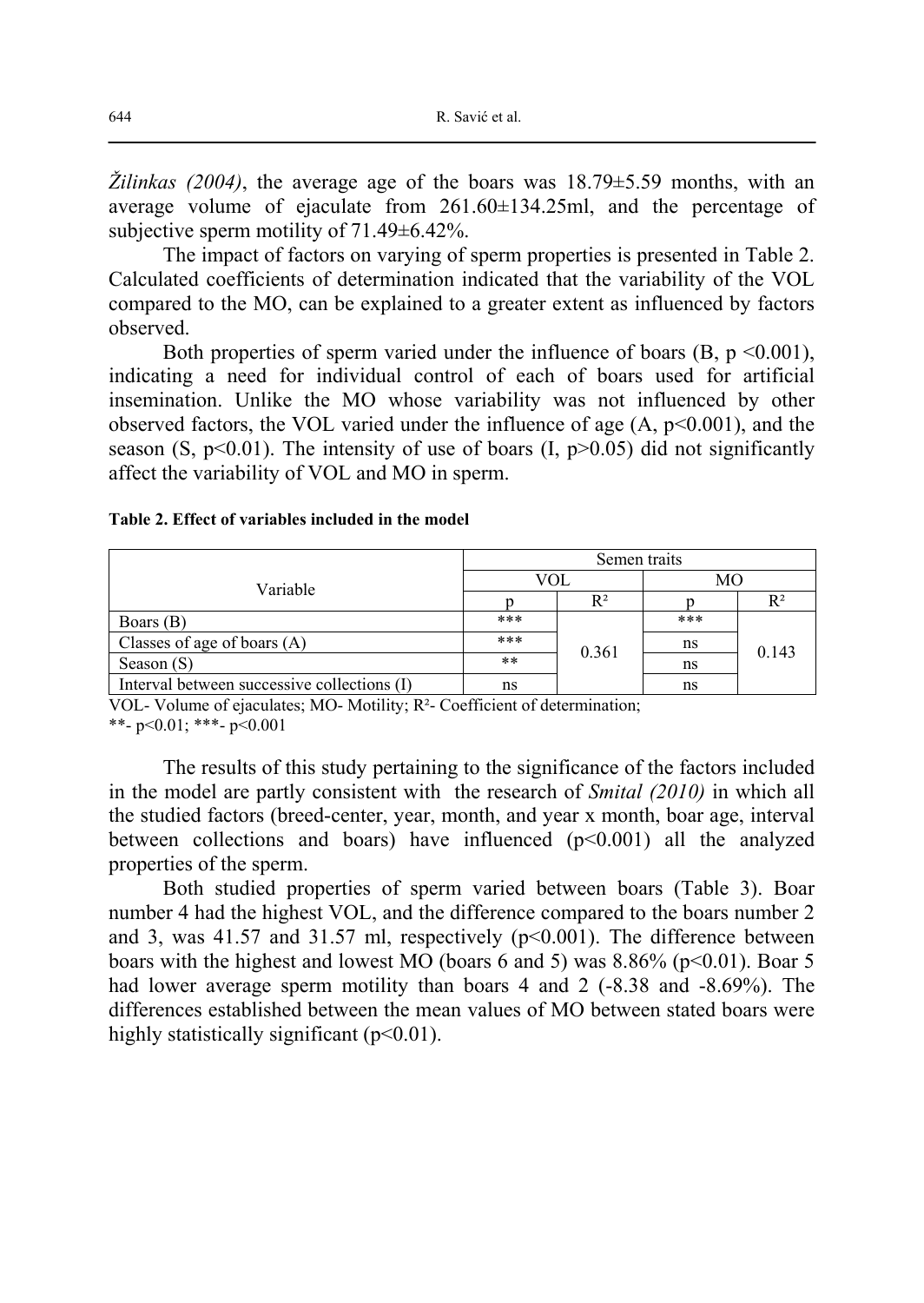*Žilinkas (2004)*, the average age of the boars was 18.79±5.59 months, with an average volume of ejaculate from 261.60±134.25ml, and the percentage of subjective sperm motility of 71.49±6.42%.

The impact of factors on varying of sperm properties is presented in Table 2. Calculated coefficients of determination indicated that the variability of the VOL compared to the MO, can be explained to a greater extent as influenced by factors observed.

Both properties of sperm varied under the influence of boars (B, $p < 0.001$), indicating a need for individual control of each of boars used for artificial insemination. Unlike the MO whose variability was not influenced by other observed factors, the VOL varied under the influence of age (A, $p<0.001$), and the season (S, $p<0.01$). The intensity of use of boars (I, $p>0.05$) did not significantly affect the variability of VOL and MO in sperm.

**Table 2. Effect of variables included in the model**

| Variable | Semen traits | | | |
|---|---|---|---|---|
| | VOL | | MO | |
| | p | $R^2$ | p | $R^2$ |
| Boars (B) | *** | 0.361 | *** | 0.143 |
| Classes of age of boars (A) | *** | | ns | |
| Season (S) | ** | | ns | |
| Interval between successive collections (I) | ns | | ns | |

VOL- Volume of ejaculates; MO- Motility; $R^2$- Coefficient of determination;
**- $p<0.01$; ***- $p<0.001$

The results of this study pertaining to the significance of the factors included in the model are partly consistent with the research of *Smital (2010)* in which all the studied factors (breed-center, year, month, and year x month, boar age, interval between collections and boars) have influenced ($p<0.001$) all the analyzed properties of the sperm.

Both studied properties of sperm varied between boars (Table 3). Boar number 4 had the highest VOL, and the difference compared to the boars number 2 and 3, was 41.57 and 31.57 ml, respectively ($p<0.001$). The difference between boars with the highest and lowest MO (boars 6 and 5) was 8.86% ($p<0.01$). Boar 5 had lower average sperm motility than boars 4 and 2 (-8.38 and -8.69%). The differences established between the mean values of MO between stated boars were highly statistically significant ($p<0.01$).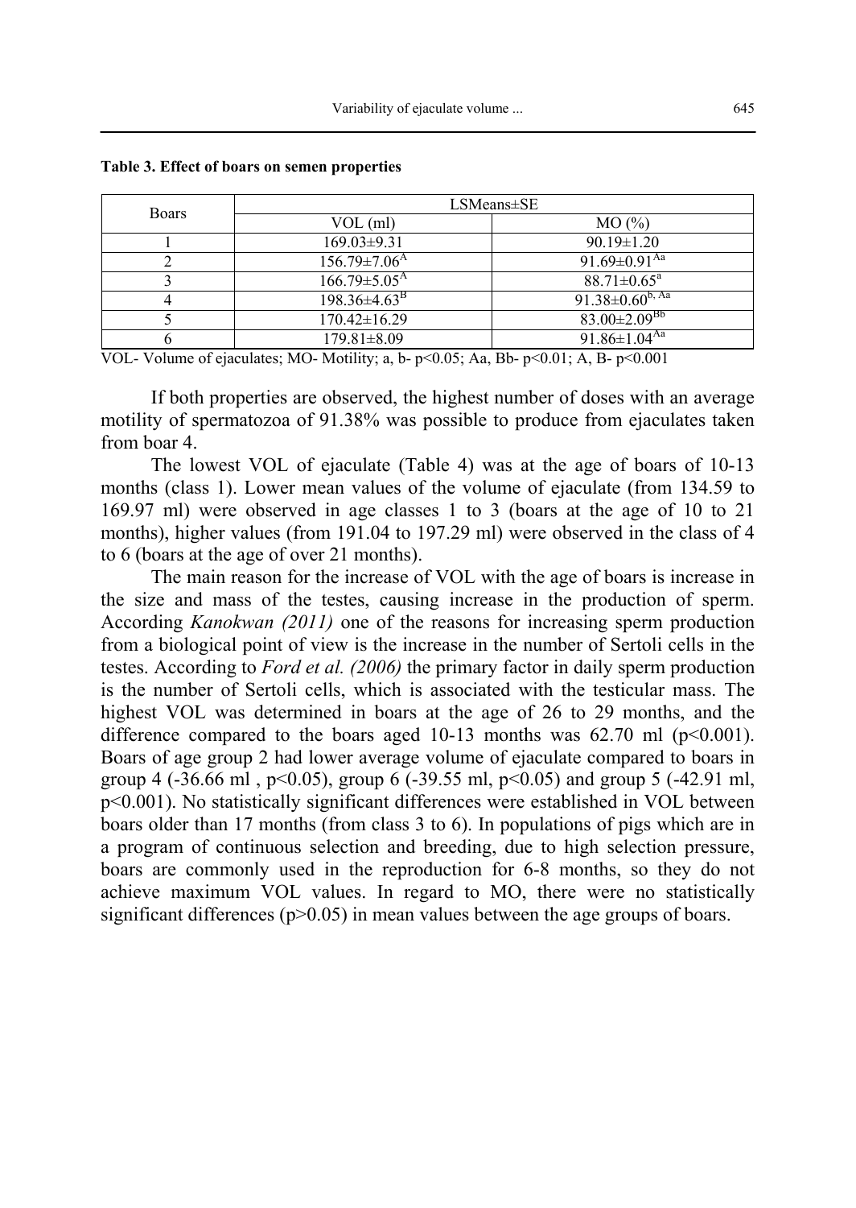**Table 3. Effect of boars on semen properties**

| Boars | LSMeans±SE | |
|---|---|---|
| | VOL (ml) | MO (%) |
| 1 | 169.03±9.31 | 90.19±1.20 |
| 2 | 156.79±7.06$^{A}$ | 91.69±0.91$^{Aa}$ |
| 3 | 166.79±5.05$^{A}$ | 88.71±0.65$^{a}$ |
| 4 | 198.36±4.63$^{B}$ | 91.38±0.60$^{b, Aa}$ |
| 5 | 170.42±16.29 | 83.00±2.09$^{Bb}$ |
| 6 | 179.81±8.09 | 91.86±1.04$^{Aa}$ |

VOL- Volume of ejaculates; MO- Motility; a, b- $p<0.05$; Aa, Bb- $p<0.01$; A, B- $p<0.001$

If both properties are observed, the highest number of doses with an average motility of spermatozoa of 91.38% was possible to produce from ejaculates taken from boar 4.

The lowest VOL of ejaculate (Table 4) was at the age of boars of 10-13 months (class 1). Lower mean values of the volume of ejaculate (from 134.59 to 169.97 ml) were observed in age classes 1 to 3 (boars at the age of 10 to 21 months), higher values (from 191.04 to 197.29 ml) were observed in the class of 4 to 6 (boars at the age of over 21 months).

The main reason for the increase of VOL with the age of boars is increase in the size and mass of the testes, causing increase in the production of sperm. According *Kanokwan (2011)* one of the reasons for increasing sperm production from a biological point of view is the increase in the number of Sertoli cells in the testes. According to *Ford et al. (2006)* the primary factor in daily sperm production is the number of Sertoli cells, which is associated with the testicular mass. The highest VOL was determined in boars at the age of 26 to 29 months, and the difference compared to the boars aged 10-13 months was 62.70 ml ($p<0.001$). Boars of age group 2 had lower average volume of ejaculate compared to boars in group 4 (-36.66 ml , $p<0.05$), group 6 (-39.55 ml, $p<0.05$) and group 5 (-42.91 ml, $p<0.001$). No statistically significant differences were established in VOL between boars older than 17 months (from class 3 to 6). In populations of pigs which are in a program of continuous selection and breeding, due to high selection pressure, boars are commonly used in the reproduction for 6-8 months, so they do not achieve maximum VOL values. In regard to MO, there were no statistically significant differences ($p>0.05$) in mean values between the age groups of boars.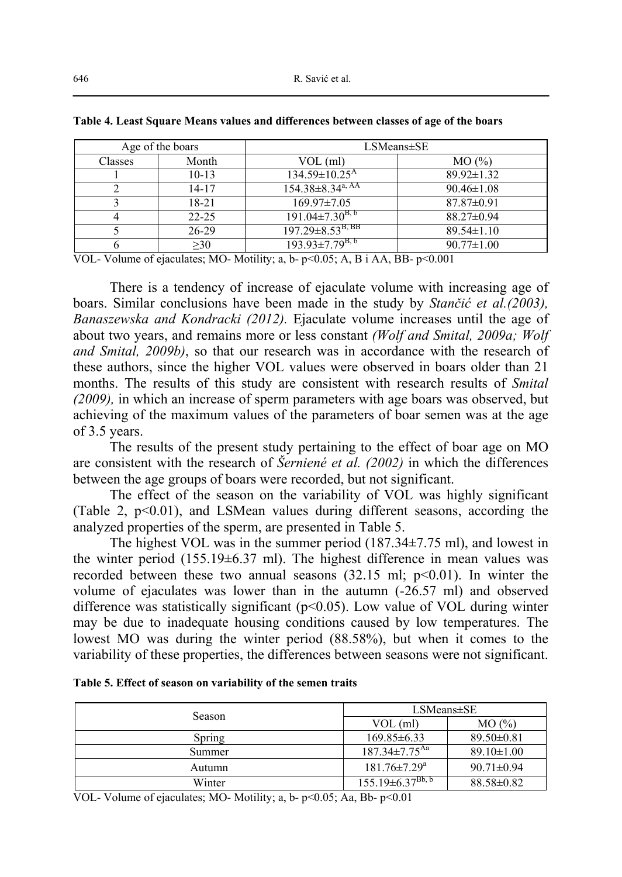**Table 4. Least Square Means values and differences between classes of age of the boars**

| Age of the boars | | LSMeans±SE | |
|---|---|---|---|
| Classes | Month | VOL (ml) | MO (%) |
| 1 | 10-13 | 134.59±10.25[A] | 89.92±1.32 |
| 2 | 14-17 | 154.38±8.34[a, AA] | 90.46±1.08 |
| 3 | 18-21 | 169.97±7.05 | 87.87±0.91 |
| 4 | 22-25 | 191.04±7.30[B, b] | 88.27±0.94 |
| 5 | 26-29 | 197.29±8.53[B, BB] | 89.54±1.10 |
| 6 | ≥30 | 193.93±7.79[B, b] | 90.77±1.00 |

VOL- Volume of ejaculates; MO- Motility; a, b- $p<0.05$; A, B i AA, BB- $p<0.001$

There is a tendency of increase of ejaculate volume with increasing age of boars. Similar conclusions have been made in the study by *Stančić et al.(2003), Banaszewska and Kondracki (2012).* Ejaculate volume increases until the age of about two years, and remains more or less constant *(Wolf and Smital, 2009a; Wolf and Smital, 2009b)*, so that our research was in accordance with the research of these authors, since the higher VOL values were observed in boars older than 21 months. The results of this study are consistent with research results of *Smital (2009),* in which an increase of sperm parameters with age boars was observed, but achieving of the maximum values of the parameters of boar semen was at the age of 3.5 years.

The results of the present study pertaining to the effect of boar age on MO are consistent with the research of *Šerniené et al. (2002)* in which the differences between the age groups of boars were recorded, but not significant.

The effect of the season on the variability of VOL was highly significant (Table 2, $p<0.01$), and LSMean values during different seasons, according the analyzed properties of the sperm, are presented in Table 5.

The highest VOL was in the summer period (187.34±7.75 ml), and lowest in the winter period (155.19±6.37 ml). The highest difference in mean values was recorded between these two annual seasons (32.15 ml; $p<0.01$). In winter the volume of ejaculates was lower than in the autumn (-26.57 ml) and observed difference was statistically significant ($p<0.05$). Low value of VOL during winter may be due to inadequate housing conditions caused by low temperatures. The lowest MO was during the winter period (88.58%), but when it comes to the variability of these properties, the differences between seasons were not significant.

**Table 5. Effect of season on variability of the semen traits**

| Season | LSMeans±SE | |
|---|---|---|
| | VOL (ml) | MO (%) |
| Spring | 169.85±6.33 | 89.50±0.81 |
| Summer | 187.34±7.75[Aa] | 89.10±1.00 |
| Autumn | 181.76±7.29[a] | 90.71±0.94 |
| Winter | 155.19±6.37[Bb, b] | 88.58±0.82 |

VOL- Volume of ejaculates; MO- Motility; a, b- $p<0.05$; Aa, Bb- $p<0.01$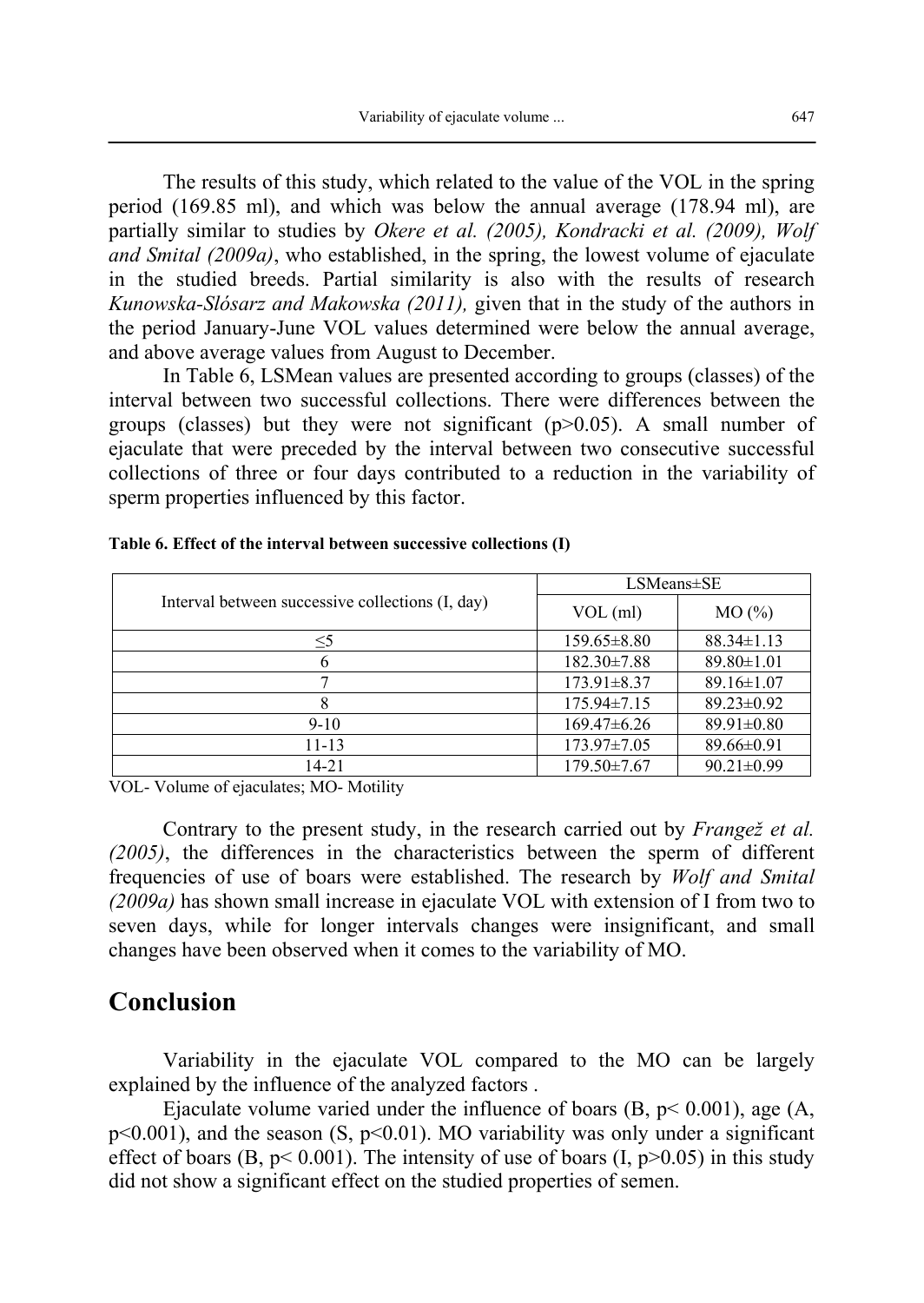The results of this study, which related to the value of the VOL in the spring period (169.85 ml), and which was below the annual average (178.94 ml), are partially similar to studies by *Okere et al. (2005), Kondracki et al. (2009), Wolf and Smital (2009a)*, who established, in the spring, the lowest volume of ejaculate in the studied breeds. Partial similarity is also with the results of research *Kunowska-Slósarz and Makowska (2011),* given that in the study of the authors in the period January-June VOL values determined were below the annual average, and above average values from August to December.

In Table 6, LSMean values are presented according to groups (classes) of the interval between two successful collections. There were differences between the groups (classes) but they were not significant ($p>0.05$). A small number of ejaculate that were preceded by the interval between two consecutive successful collections of three or four days contributed to a reduction in the variability of sperm properties influenced by this factor.

**Table 6. Effect of the interval between successive collections (I)**

| Interval between successive collections (I, day) | LSMeans±SE | |
|---|---|---|
| | VOL (ml) | MO (%) |
| ≤5 | 159.65±8.80 | 88.34±1.13 |
| 6 | 182.30±7.88 | 89.80±1.01 |
| 7 | 173.91±8.37 | 89.16±1.07 |
| 8 | 175.94±7.15 | 89.23±0.92 |
| 9-10 | 169.47±6.26 | 89.91±0.80 |
| 11-13 | 173.97±7.05 | 89.66±0.91 |
| 14-21 | 179.50±7.67 | 90.21±0.99 |

VOL- Volume of ejaculates; MO- Motility

Contrary to the present study, in the research carried out by *Frangež et al. (2005)*, the differences in the characteristics between the sperm of different frequencies of use of boars were established. The research by *Wolf and Smital (2009a)* has shown small increase in ejaculate VOL with extension of I from two to seven days, while for longer intervals changes were insignificant, and small changes have been observed when it comes to the variability of MO.

## Conclusion

Variability in the ejaculate VOL compared to the MO can be largely explained by the influence of the analyzed factors .

Ejaculate volume varied under the influence of boars (B, $p< 0.001$), age (A, $p<0.001$), and the season (S, $p<0.01$). MO variability was only under a significant effect of boars (B, $p< 0.001$). The intensity of use of boars (I, $p>0.05$) in this study did not show a significant effect on the studied properties of semen.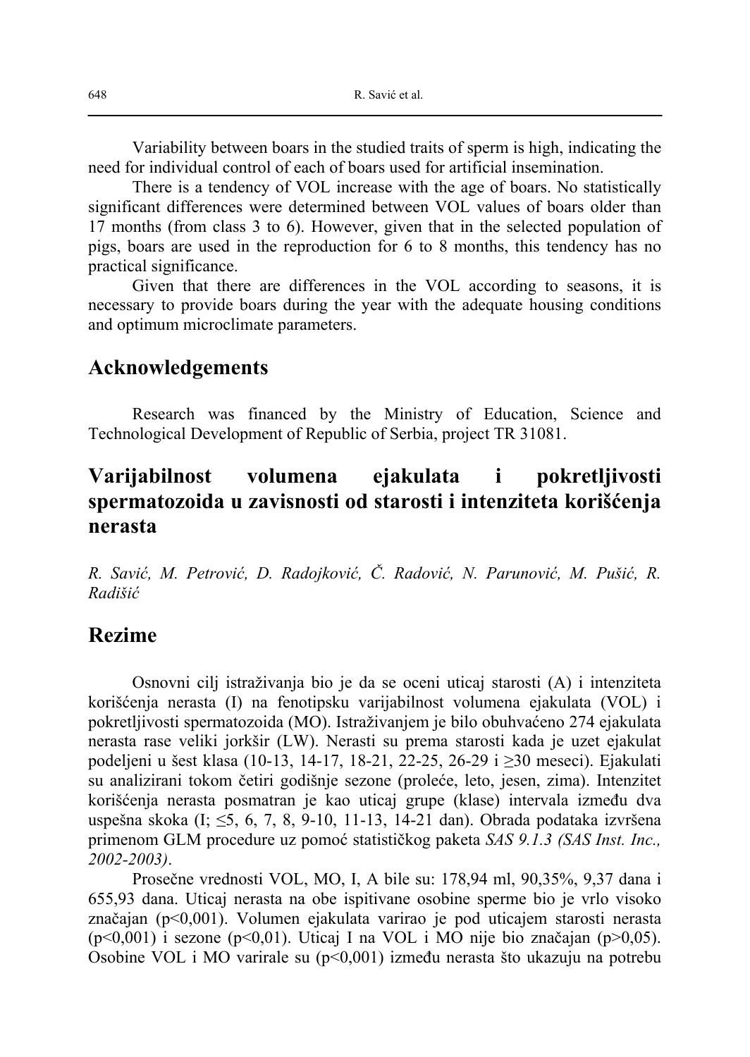Variability between boars in the studied traits of sperm is high, indicating the need for individual control of each of boars used for artificial insemination.

There is a tendency of VOL increase with the age of boars. No statistically significant differences were determined between VOL values of boars older than 17 months (from class 3 to 6). However, given that in the selected population of pigs, boars are used in the reproduction for 6 to 8 months, this tendency has no practical significance.

Given that there are differences in the VOL according to seasons, it is necessary to provide boars during the year with the adequate housing conditions and optimum microclimate parameters.

## Acknowledgements

Research was financed by the Ministry of Education, Science and Technological Development of Republic of Serbia, project TR 31081.

## Varijabilnost volumena ejakulata i pokretljivosti spermatozoida u zavisnosti od starosti i intenziteta korišćenja nerasta

*R. Savić, M. Petrović, D. Radojković, Č. Radović, N. Parunović, M. Pušić, R. Radišić*

## Rezime

Osnovni cilj istraživanja bio je da se oceni uticaj starosti (A) i intenziteta korišćenja nerasta (I) na fenotipsku varijabilnost volumena ejakulata (VOL) i pokretljivosti spermatozoida (MO). Istraživanjem je bilo obuhvaćeno 274 ejakulata nerasta rase veliki jorkšir (LW). Nerasti su prema starosti kada je uzet ejakulat podeljeni u šest klasa (10-13, 14-17, 18-21, 22-25, 26-29 i ≥30 meseci). Ejakulati su analizirani tokom četiri godišnje sezone (proleće, leto, jesen, zima). Intenzitet korišćenja nerasta posmatran je kao uticaj grupe (klase) intervala između dva uspešna skoka (I; ≤5, 6, 7, 8, 9-10, 11-13, 14-21 dan). Obrada podataka izvršena primenom GLM procedure uz pomoć statističkog paketa *SAS 9.1.3 (SAS Inst. Inc., 2002-2003)*.

Prosečne vrednosti VOL, MO, I, A bile su: 178,94 ml, 90,35%, 9,37 dana i 655,93 dana. Uticaj nerasta na obe ispitivane osobine sperme bio je vrlo visoko značajan ($p<0,001$). Volumen ejakulata varirao je pod uticajem starosti nerasta ($p<0,001$) i sezone ($p<0,01$). Uticaj I na VOL i MO nije bio značajan ($p>0,05$). Osobine VOL i MO varirale su ($p<0,001$) između nerasta što ukazuju na potrebu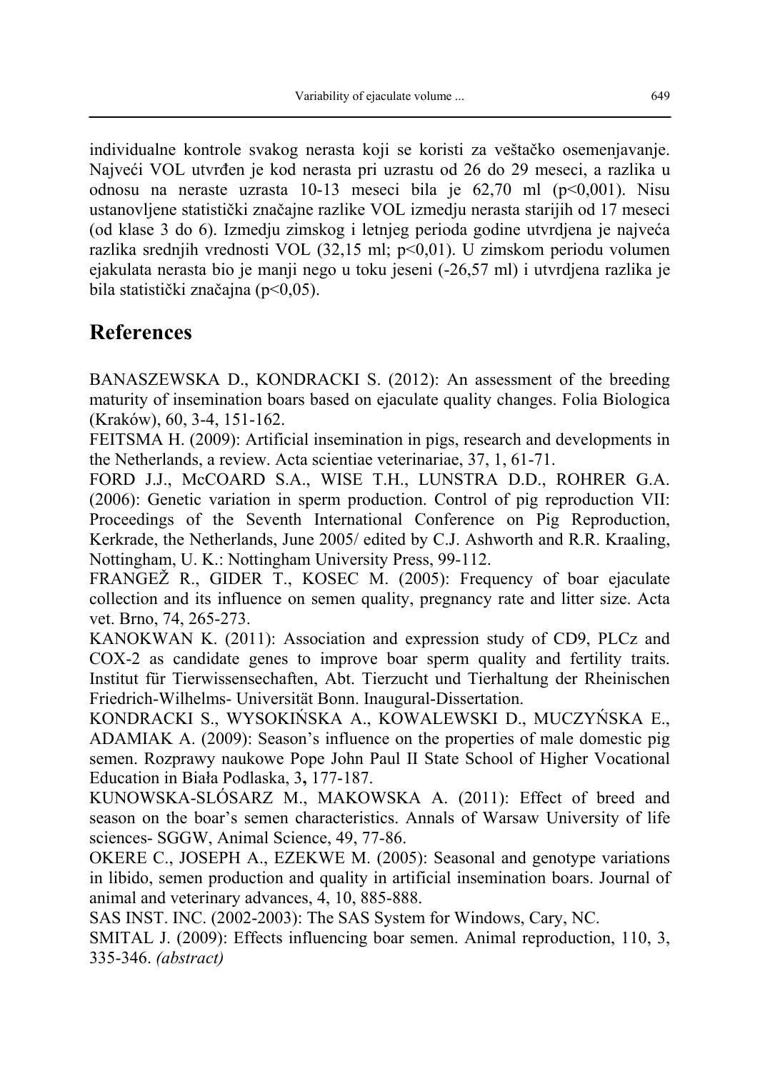individualne kontrole svakog nerasta koji se koristi za veštačko osemenjavanje. Najveći VOL utvrđen je kod nerasta pri uzrastu od 26 do 29 meseci, a razlika u odnosu na neraste uzrasta 10-13 meseci bila je 62,70 ml ($p<0,001$). Nisu ustanovljene statistički značajne razlike VOL izmedju nerasta starijih od 17 meseci (od klase 3 do 6). Izmedju zimskog i letnjeg perioda godine utvrdjena je najveća razlika srednjih vrednosti VOL (32,15 ml; $p<0,01$). U zimskom periodu volumen ejakulata nerasta bio je manji nego u toku jeseni (-26,57 ml) i utvrdjena razlika je bila statistički značajna ($p<0,05$).

## References

BANASZEWSKA D., KONDRACKI S. (2012): An assessment of the breeding maturity of insemination boars based on ejaculate quality changes. Folia Biologica (Kraków), 60, 3-4, 151-162.

FEITSMA H. (2009): Artificial insemination in pigs, research and developments in the Netherlands, a review. Acta scientiae veterinariae, 37, 1, 61-71.

FORD J.J., McCOARD S.A., WISE T.H., LUNSTRA D.D., ROHRER G.A. (2006): Genetic variation in sperm production. Control of pig reproduction VII: Proceedings of the Seventh International Conference on Pig Reproduction, Kerkrade, the Netherlands, June 2005/ edited by C.J. Ashworth and R.R. Kraaling, Nottingham, U. K.: Nottingham University Press, 99-112.

FRANGEŽ R., GIDER T., KOSEC M. (2005): Frequency of boar ejaculate collection and its influence on semen quality, pregnancy rate and litter size. Acta vet. Brno, 74, 265-273.

KANOKWAN K. (2011): Association and expression study of CD9, PLCz and COX-2 as candidate genes to improve boar sperm quality and fertility traits. Institut für Tierwissensechaften, Abt. Tierzucht und Tierhaltung der Rheinischen Friedrich-Wilhelms- Universität Bonn. Inaugural-Dissertation.

KONDRACKI S., WYSOKIŃSKA A., KOWALEWSKI D., MUCZYŃSKA E., ADAMIAK A. (2009): Season's influence on the properties of male domestic pig semen. Rozprawy naukowe Pope John Paul II State School of Higher Vocational Education in Biała Podlaska, 3**,** 177-187.

KUNOWSKA-SLÓSARZ M., MAKOWSKA A. (2011): Effect of breed and season on the boar's semen characteristics. Annals of Warsaw University of life sciences- SGGW, Animal Science, 49, 77-86.

OKERE C., JOSEPH A., EZEKWE M. (2005): Seasonal and genotype variations in libido, semen production and quality in artificial insemination boars. Journal of animal and veterinary advances, 4, 10, 885-888.

SAS INST. INC. (2002-2003): The SAS System for Windows, Cary, NC.

SMITAL J. (2009): Effects influencing boar semen. Animal reproduction, 110, 3, 335-346. *(abstract)*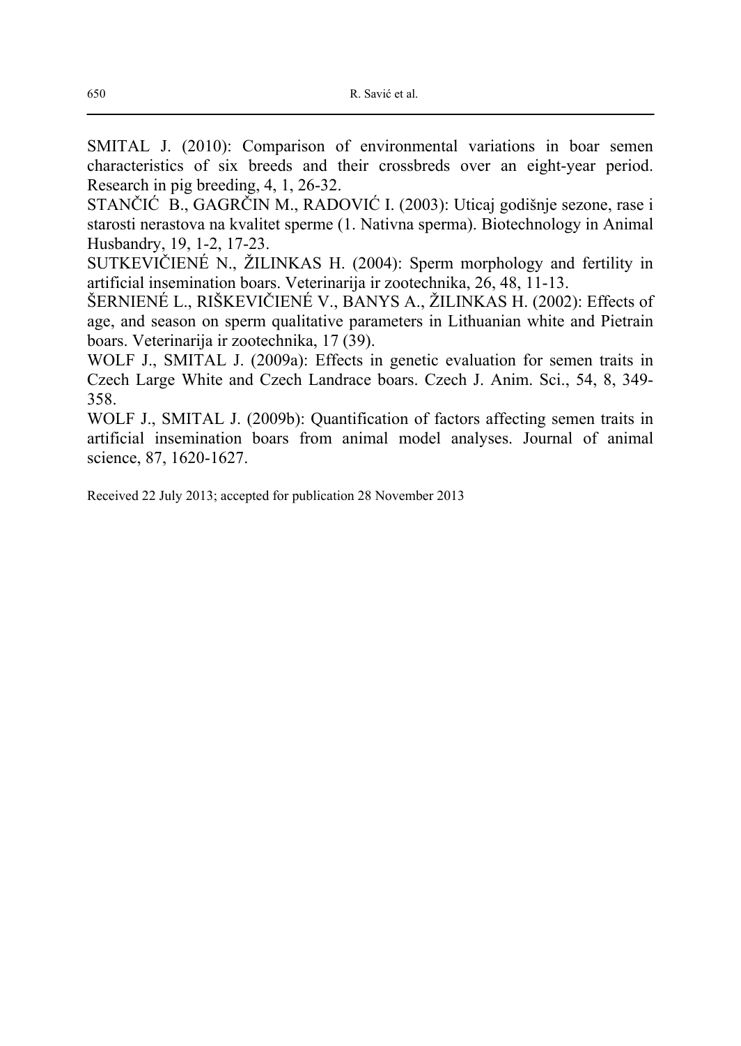SMITAL J. (2010): Comparison of environmental variations in boar semen characteristics of six breeds and their crossbreds over an eight-year period. Research in pig breeding, 4, 1, 26-32.

STANČIĆ B., GAGRČIN M., RADOVIĆ I. (2003): Uticaj godišnje sezone, rase i starosti nerastova na kvalitet sperme (1. Nativna sperma). Biotechnology in Animal Husbandry, 19, 1-2, 17-23.

SUTKEVIČIENÉ N., ŽILINKAS H. (2004): Sperm morphology and fertility in artificial insemination boars. Veterinarija ir zootechnika, 26, 48, 11-13.

ŠERNIENÉ L., RIŠKEVIČIENÉ V., BANYS A., ŽILINKAS H. (2002): Effects of age, and season on sperm qualitative parameters in Lithuanian white and Pietrain boars. Veterinarija ir zootechnika, 17 (39).

WOLF J., SMITAL J. (2009a): Effects in genetic evaluation for semen traits in Czech Large White and Czech Landrace boars. Czech J. Anim. Sci., 54, 8, 349-358.

WOLF J., SMITAL J. (2009b): Quantification of factors affecting semen traits in artificial insemination boars from animal model analyses. Journal of animal science, 87, 1620-1627.

Received 22 July 2013; accepted for publication 28 November 2013